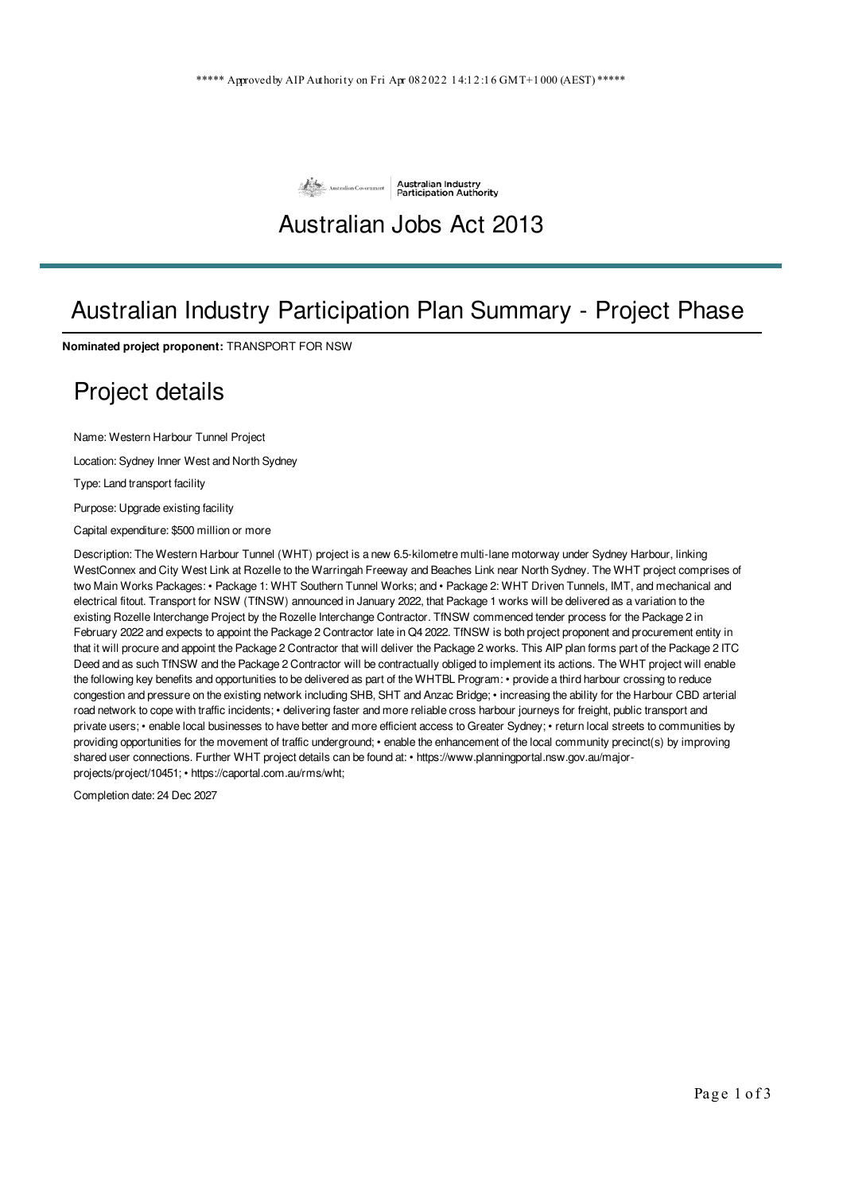***** Approved by AIP Authority on Fri Apr 08 2022 14:12:16 GMT+1000 (AEST) *****

Australian Government | Australian Industry Participation Authority

# Australian Jobs Act 2013

## Australian Industry Participation Plan Summary - Project Phase

**Nominated project proponent:** TRANSPORT FOR NSW

## Project details

Name: Western Harbour Tunnel Project

Location: Sydney Inner West and North Sydney

Type: Land transport facility

Purpose: Upgrade existing facility

Capital expenditure: $500 million or more

Description: The Western Harbour Tunnel (WHT) project is a new 6.5-kilometre multi-lane motorway under Sydney Harbour, linking WestConnex and City West Link at Rozelle to the Warringah Freeway and Beaches Link near North Sydney. The WHT project comprises of two Main Works Packages: • Package 1: WHT Southern Tunnel Works; and • Package 2: WHT Driven Tunnels, IMT, and mechanical and electrical fitout. Transport for NSW (TfNSW) announced in January 2022, that Package 1 works will be delivered as a variation to the existing Rozelle Interchange Project by the Rozelle Interchange Contractor. TfNSW commenced tender process for the Package 2 in February 2022 and expects to appoint the Package 2 Contractor late in Q4 2022. TfNSW is both project proponent and procurement entity in that it will procure and appoint the Package 2 Contractor that will deliver the Package 2 works. This AIP plan forms part of the Package 2 ITC Deed and as such TfNSW and the Package 2 Contractor will be contractually obliged to implement its actions. The WHT project will enable the following key benefits and opportunities to be delivered as part of the WHTBL Program: • provide a third harbour crossing to reduce congestion and pressure on the existing network including SHB, SHT and Anzac Bridge; • increasing the ability for the Harbour CBD arterial road network to cope with traffic incidents; • delivering faster and more reliable cross harbour journeys for freight, public transport and private users; • enable local businesses to have better and more efficient access to Greater Sydney; • return local streets to communities by providing opportunities for the movement of traffic underground; • enable the enhancement of the local community precinct(s) by improving shared user connections. Further WHT project details can be found at: • https://www.planningportal.nsw.gov.au/major-projects/project/10451; • https://caportal.com.au/rms/wht;

Completion date: 24 Dec 2027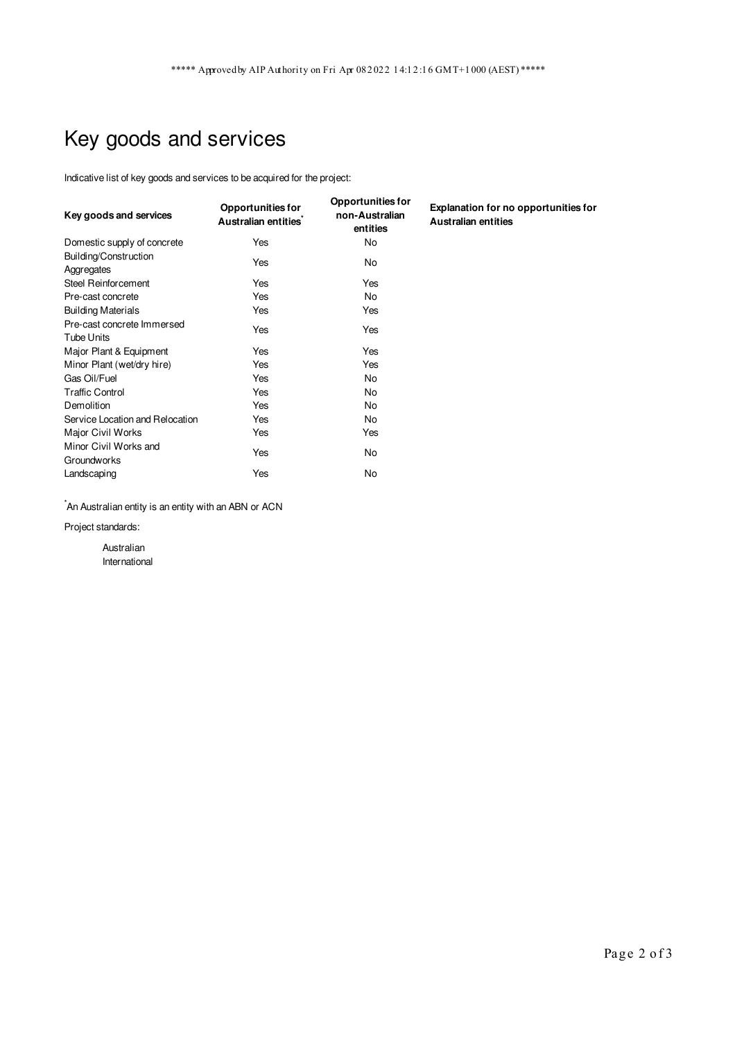***** Approved by AIP Authority on Fri Apr 08 2022 14:12:16 GMT+1000 (AEST) *****

# Key goods and services

Indicative list of key goods and services to be acquired for the project:

| Key goods and services | Opportunities for Australian entities* | Opportunities for non-Australian entities | Explanation for no opportunities for Australian entities |
|---|---|---|---|
| Domestic supply of concrete | Yes | No | |
| Building/Construction Aggregates | Yes | No | |
| Steel Reinforcement | Yes | Yes | |
| Pre-cast concrete | Yes | No | |
| Building Materials | Yes | Yes | |
| Pre-cast concrete Immersed Tube Units | Yes | Yes | |
| Major Plant & Equipment | Yes | Yes | |
| Minor Plant (wet/dry hire) | Yes | Yes | |
| Gas Oil/Fuel | Yes | No | |
| Traffic Control | Yes | No | |
| Demolition | Yes | No | |
| Service Location and Relocation | Yes | No | |
| Major Civil Works | Yes | Yes | |
| Minor Civil Works and Groundworks | Yes | No | |
| Landscaping | Yes | No | |

*An Australian entity is an entity with an ABN or ACN

Project standards:

- Australian
- International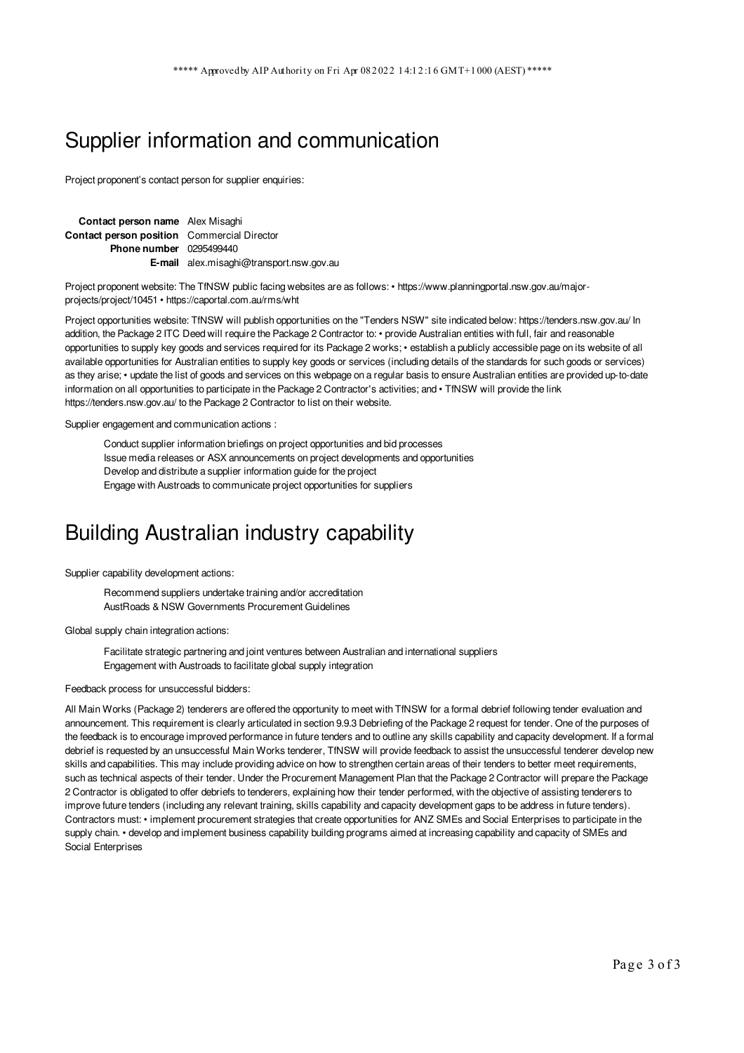***** Approved by AIP Authority on Fri Apr 08 2022 14:12:16 GMT+1000 (AEST) *****

# Supplier information and communication

Project proponent's contact person for supplier enquiries:

| | |
|---|---|
| **Contact person name** | Alex Misaghi |
| **Contact person position** | Commercial Director |
| **Phone number** | 0295499440 |
| **E-mail** | alex.misaghi@transport.nsw.gov.au |

Project proponent website: The TfNSW public facing websites are as follows: • https://www.planningportal.nsw.gov.au/major-projects/project/10451 • https://caportal.com.au/rms/wht

Project opportunities website: TfNSW will publish opportunities on the "Tenders NSW" site indicated below: https://tenders.nsw.gov.au/ In addition, the Package 2 ITC Deed will require the Package 2 Contractor to: • provide Australian entities with full, fair and reasonable opportunities to supply key goods and services required for its Package 2 works; • establish a publicly accessible page on its website of all available opportunities for Australian entities to supply key goods or services (including details of the standards for such goods or services) as they arise; • update the list of goods and services on this webpage on a regular basis to ensure Australian entities are provided up-to-date information on all opportunities to participate in the Package 2 Contractor's activities; and • TfNSW will provide the link https://tenders.nsw.gov.au/ to the Package 2 Contractor to list on their website.

Supplier engagement and communication actions :

- Conduct supplier information briefings on project opportunities and bid processes
- Issue media releases or ASX announcements on project developments and opportunities
- Develop and distribute a supplier information guide for the project
- Engage with Austroads to communicate project opportunities for suppliers

# Building Australian industry capability

Supplier capability development actions:

- Recommend suppliers undertake training and/or accreditation
- AustRoads & NSW Governments Procurement Guidelines

Global supply chain integration actions:

- Facilitate strategic partnering and joint ventures between Australian and international suppliers
- Engagement with Austroads to facilitate global supply integration

Feedback process for unsuccessful bidders:

All Main Works (Package 2) tenderers are offered the opportunity to meet with TfNSW for a formal debrief following tender evaluation and announcement. This requirement is clearly articulated in section 9.9.3 Debriefing of the Package 2 request for tender. One of the purposes of the feedback is to encourage improved performance in future tenders and to outline any skills capability and capacity development. If a formal debrief is requested by an unsuccessful Main Works tenderer, TfNSW will provide feedback to assist the unsuccessful tenderer develop new skills and capabilities. This may include providing advice on how to strengthen certain areas of their tenders to better meet requirements, such as technical aspects of their tender. Under the Procurement Management Plan that the Package 2 Contractor will prepare the Package 2 Contractor is obligated to offer debriefs to tenderers, explaining how their tender performed, with the objective of assisting tenderers to improve future tenders (including any relevant training, skills capability and capacity development gaps to be address in future tenders). Contractors must: • implement procurement strategies that create opportunities for ANZ SMEs and Social Enterprises to participate in the supply chain. • develop and implement business capability building programs aimed at increasing capability and capacity of SMEs and Social Enterprises